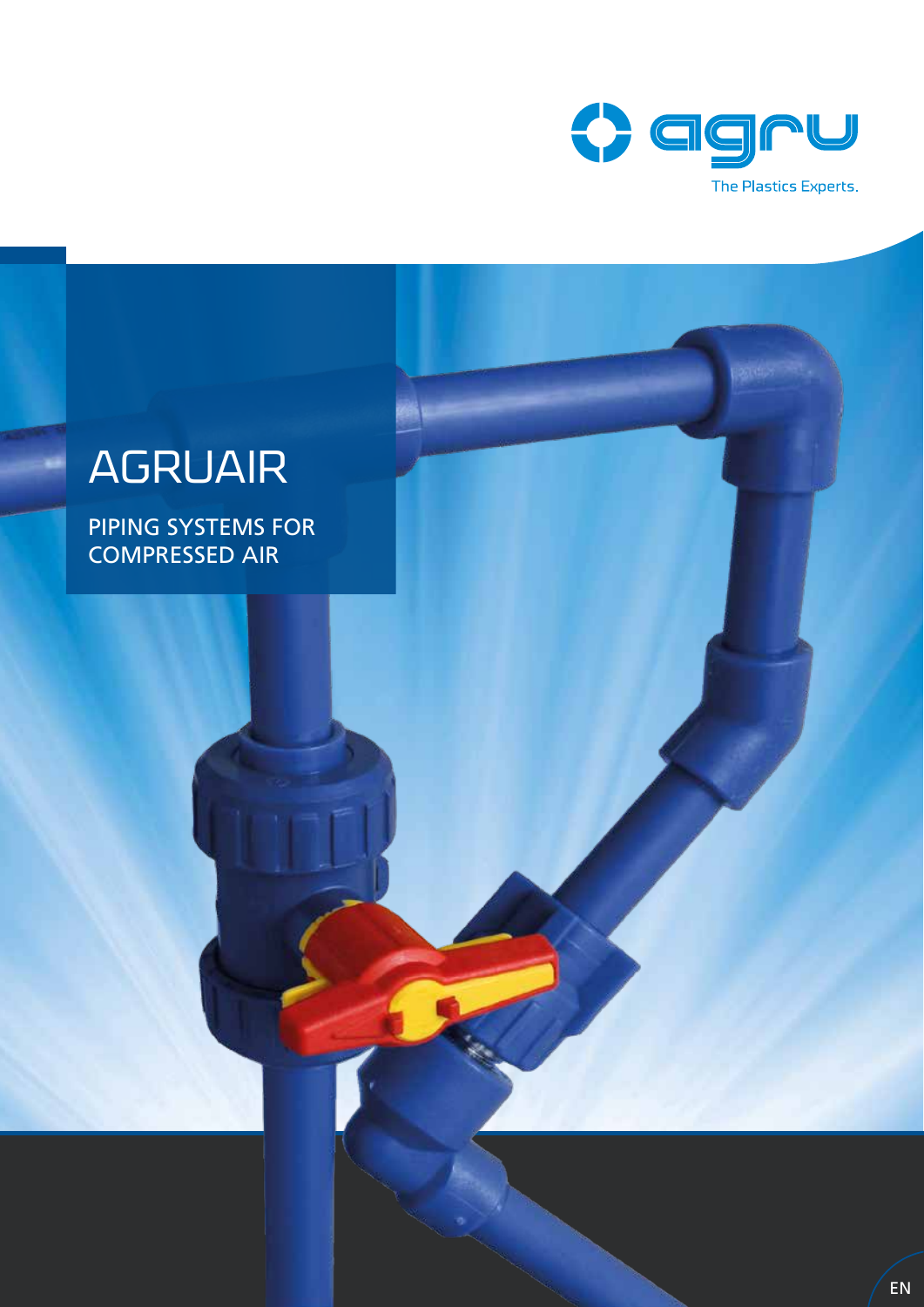agru

The Plastics Experts.

# AGRUAIR

## PIPING SYSTEMS FOR COMPRESSED AIR

EN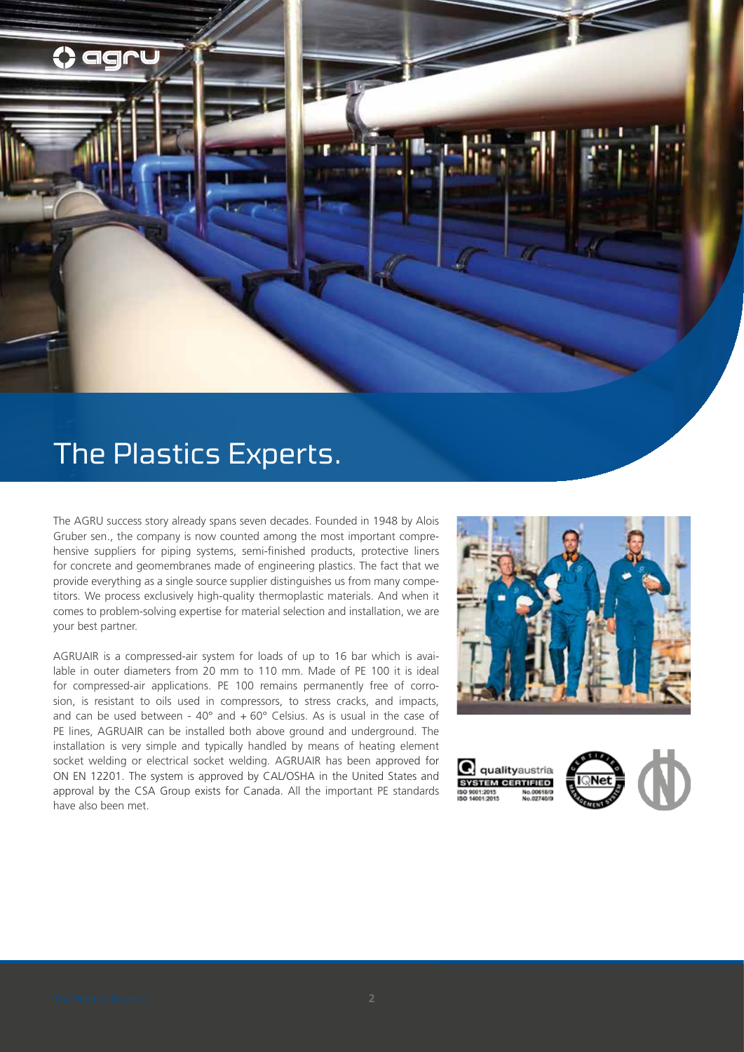# The Plastics Experts.

The AGRU success story already spans seven decades. Founded in 1948 by Alois Gruber sen., the company is now counted among the most important comprehensive suppliers for piping systems, semi-finished products, protective liners for concrete and geomembranes made of engineering plastics. The fact that we provide everything as a single source supplier distinguishes us from many competitors. We process exclusively high-quality thermoplastic materials. And when it comes to problem-solving expertise for material selection and installation, we are your best partner.

AGRUAIR is a compressed-air system for loads of up to 16 bar which is available in outer diameters from 20 mm to 110 mm. Made of PE 100 it is ideal for compressed-air applications. PE 100 remains permanently free of corrosion, is resistant to oils used in compressors, to stress cracks, and impacts, and can be used between - 40° and + 60° Celsius. As is usual in the case of PE lines, AGRUAIR can be installed both above ground and underground. The installation is very simple and typically handled by means of heating element socket welding or electrical socket welding. AGRUAIR has been approved for ON EN 12201. The system is approved by CAL/OSHA in the United States and approval by the CSA Group exists for Canada. All the important PE standards have also been met.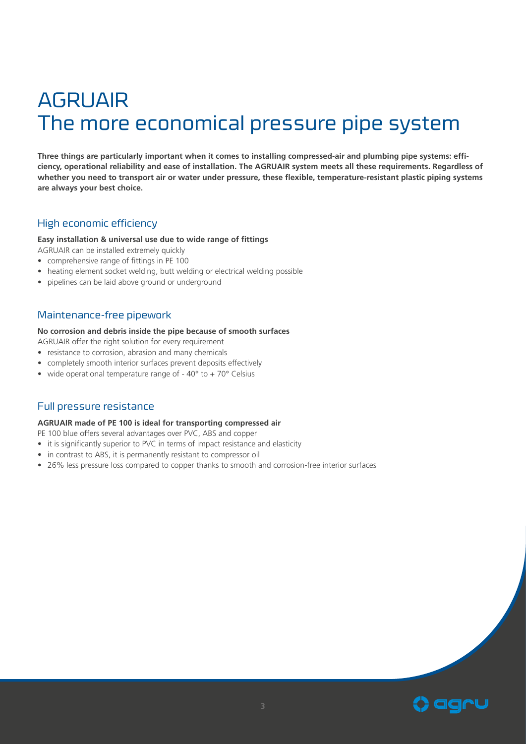# AGRUAIR
# The more economical pressure pipe system

**Three things are particularly important when it comes to installing compressed-air and plumbing pipe systems: efficiency, operational reliability and ease of installation. The AGRUAIR system meets all these requirements. Regardless of whether you need to transport air or water under pressure, these flexible, temperature-resistant plastic piping systems are always your best choice.**

## High economic efficiency

**Easy installation & universal use due to wide range of fittings**

AGRUAIR can be installed extremely quickly

- comprehensive range of fittings in PE 100
- heating element socket welding, butt welding or electrical welding possible
- pipelines can be laid above ground or underground

## Maintenance-free pipework

**No corrosion and debris inside the pipe because of smooth surfaces**

AGRUAIR offer the right solution for every requirement

- resistance to corrosion, abrasion and many chemicals
- completely smooth interior surfaces prevent deposits effectively
- wide operational temperature range of - 40° to + 70° Celsius

## Full pressure resistance

**AGRUAIR made of PE 100 is ideal for transporting compressed air**

PE 100 blue offers several advantages over PVC, ABS and copper

- it is significantly superior to PVC in terms of impact resistance and elasticity
- in contrast to ABS, it is permanently resistant to compressor oil
- 26% less pressure loss compared to copper thanks to smooth and corrosion-free interior surfaces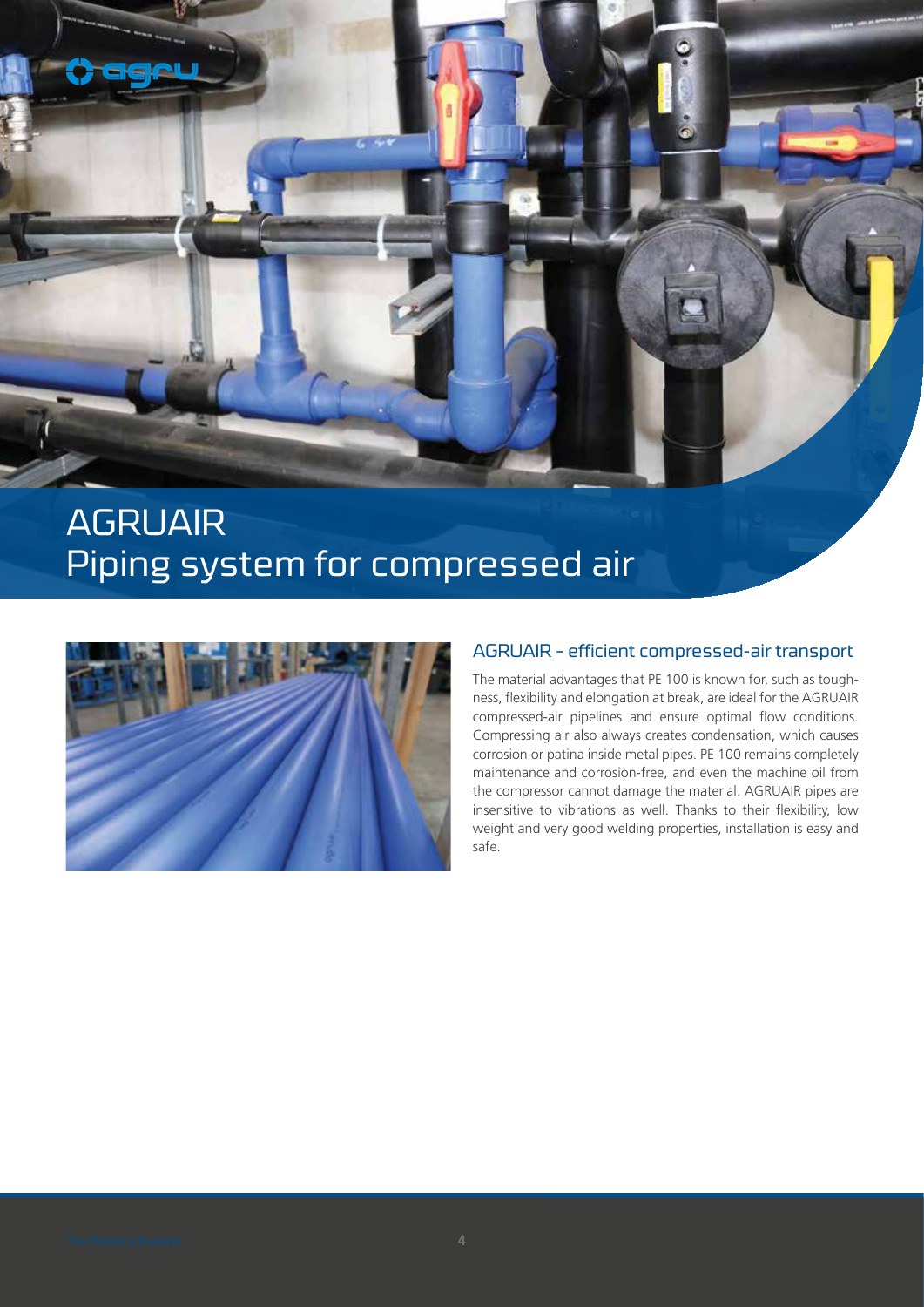# AGRUAIR
# Piping system for compressed air

## AGRUAIR - efficient compressed-air transport

The material advantages that PE 100 is known for, such as toughness, flexibility and elongation at break, are ideal for the AGRUAIR compressed-air pipelines and ensure optimal flow conditions. Compressing air also always creates condensation, which causes corrosion or patina inside metal pipes. PE 100 remains completely maintenance and corrosion-free, and even the machine oil from the compressor cannot damage the material. AGRUAIR pipes are insensitive to vibrations as well. Thanks to their flexibility, low weight and very good welding properties, installation is easy and safe.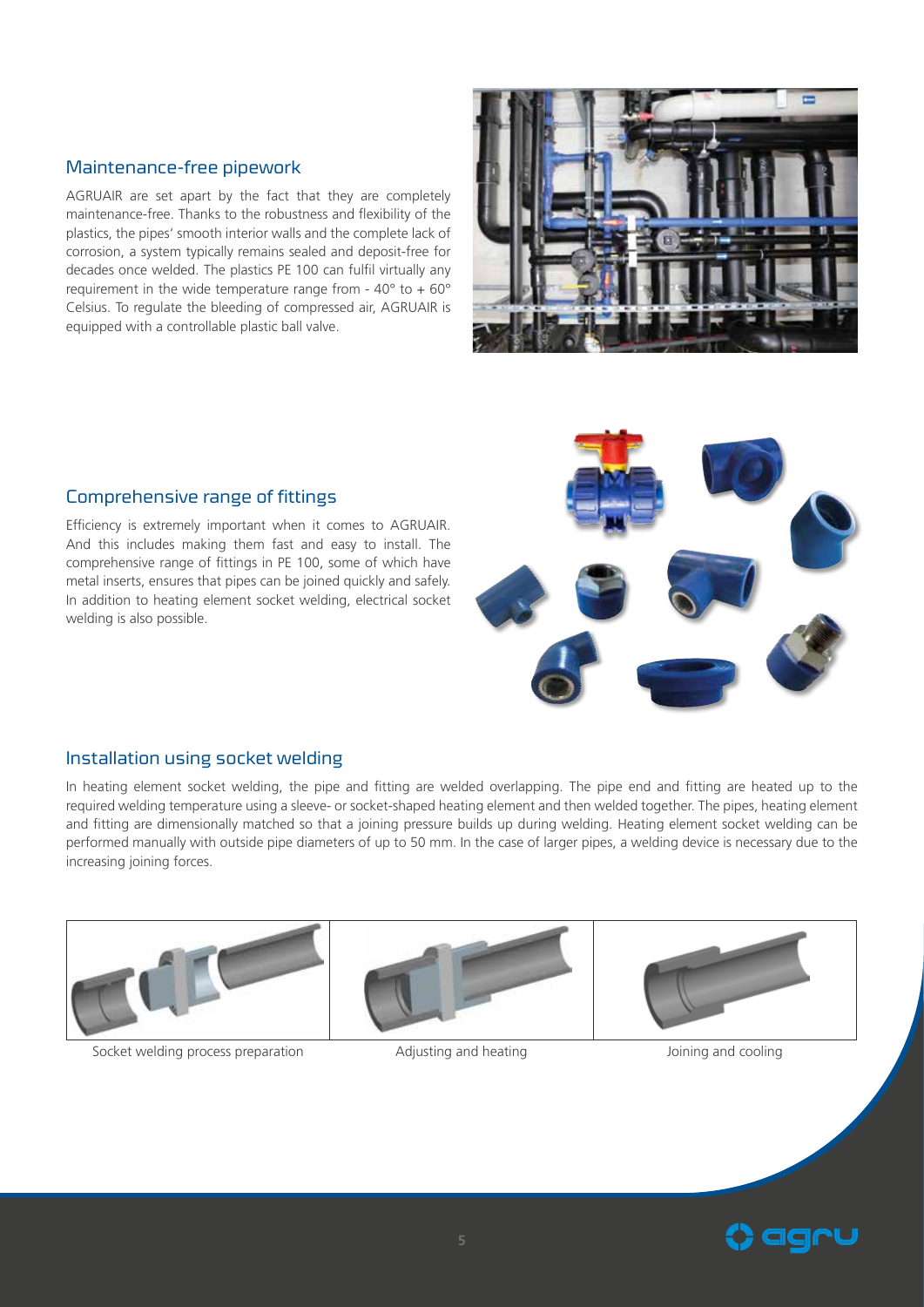## Maintenance-free pipework

AGRUAIR are set apart by the fact that they are completely maintenance-free. Thanks to the robustness and flexibility of the plastics, the pipes' smooth interior walls and the complete lack of corrosion, a system typically remains sealed and deposit-free for decades once welded. The plastics PE 100 can fulfil virtually any requirement in the wide temperature range from - 40° to + 60° Celsius. To regulate the bleeding of compressed air, AGRUAIR is equipped with a controllable plastic ball valve.

## Comprehensive range of fittings

Efficiency is extremely important when it comes to AGRUAIR. And this includes making them fast and easy to install. The comprehensive range of fittings in PE 100, some of which have metal inserts, ensures that pipes can be joined quickly and safely. In addition to heating element socket welding, electrical socket welding is also possible.

## Installation using socket welding

In heating element socket welding, the pipe and fitting are welded overlapping. The pipe end and fitting are heated up to the required welding temperature using a sleeve- or socket-shaped heating element and then welded together. The pipes, heating element and fitting are dimensionally matched so that a joining pressure builds up during welding. Heating element socket welding can be performed manually with outside pipe diameters of up to 50 mm. In the case of larger pipes, a welding device is necessary due to the increasing joining forces.

Socket welding process preparation

Adjusting and heating

Joining and cooling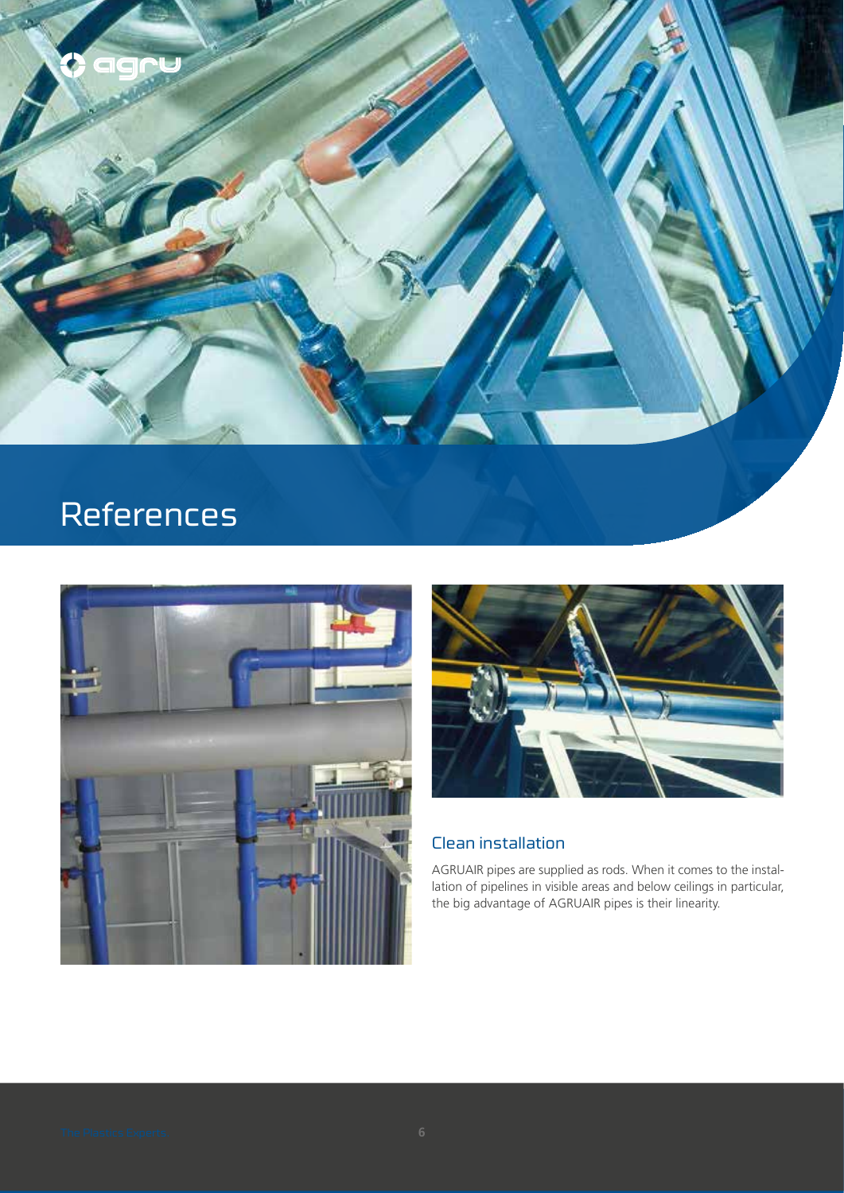# References

## Clean installation

AGRUAIR pipes are supplied as rods. When it comes to the installation of pipelines in visible areas and below ceilings in particular, the big advantage of AGRUAIR pipes is their linearity.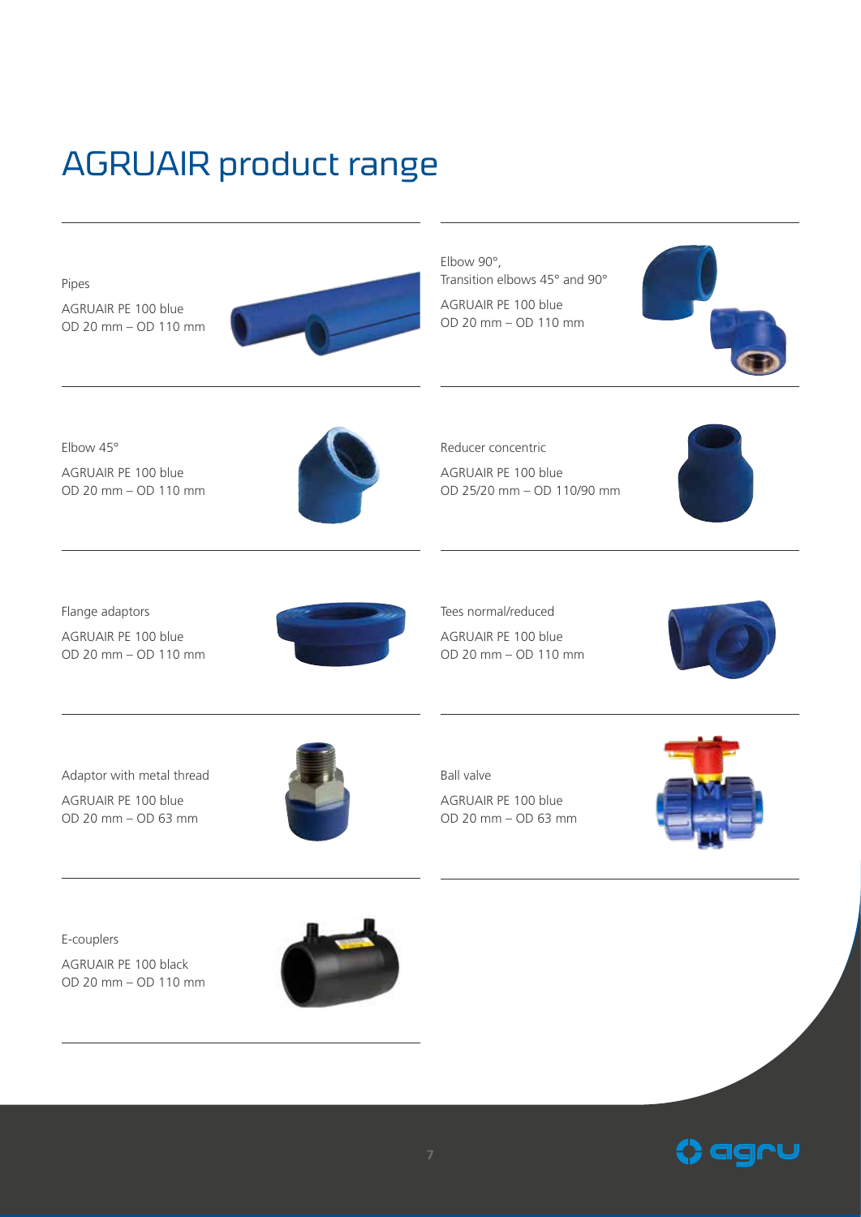# AGRUAIR product range

Pipes

AGRUAIR PE 100 blue
OD 20 mm – OD 110 mm

Elbow 90°,
Transition elbows 45° and 90°

AGRUAIR PE 100 blue
OD 20 mm – OD 110 mm

Elbow 45°

AGRUAIR PE 100 blue
OD 20 mm – OD 110 mm

Reducer concentric

AGRUAIR PE 100 blue
OD 25/20 mm – OD 110/90 mm

Flange adaptors

AGRUAIR PE 100 blue
OD 20 mm – OD 110 mm

Tees normal/reduced

AGRUAIR PE 100 blue
OD 20 mm – OD 110 mm

Adaptor with metal thread

AGRUAIR PE 100 blue
OD 20 mm – OD 63 mm

Ball valve

AGRUAIR PE 100 blue
OD 20 mm – OD 63 mm

E-couplers

AGRUAIR PE 100 black
OD 20 mm – OD 110 mm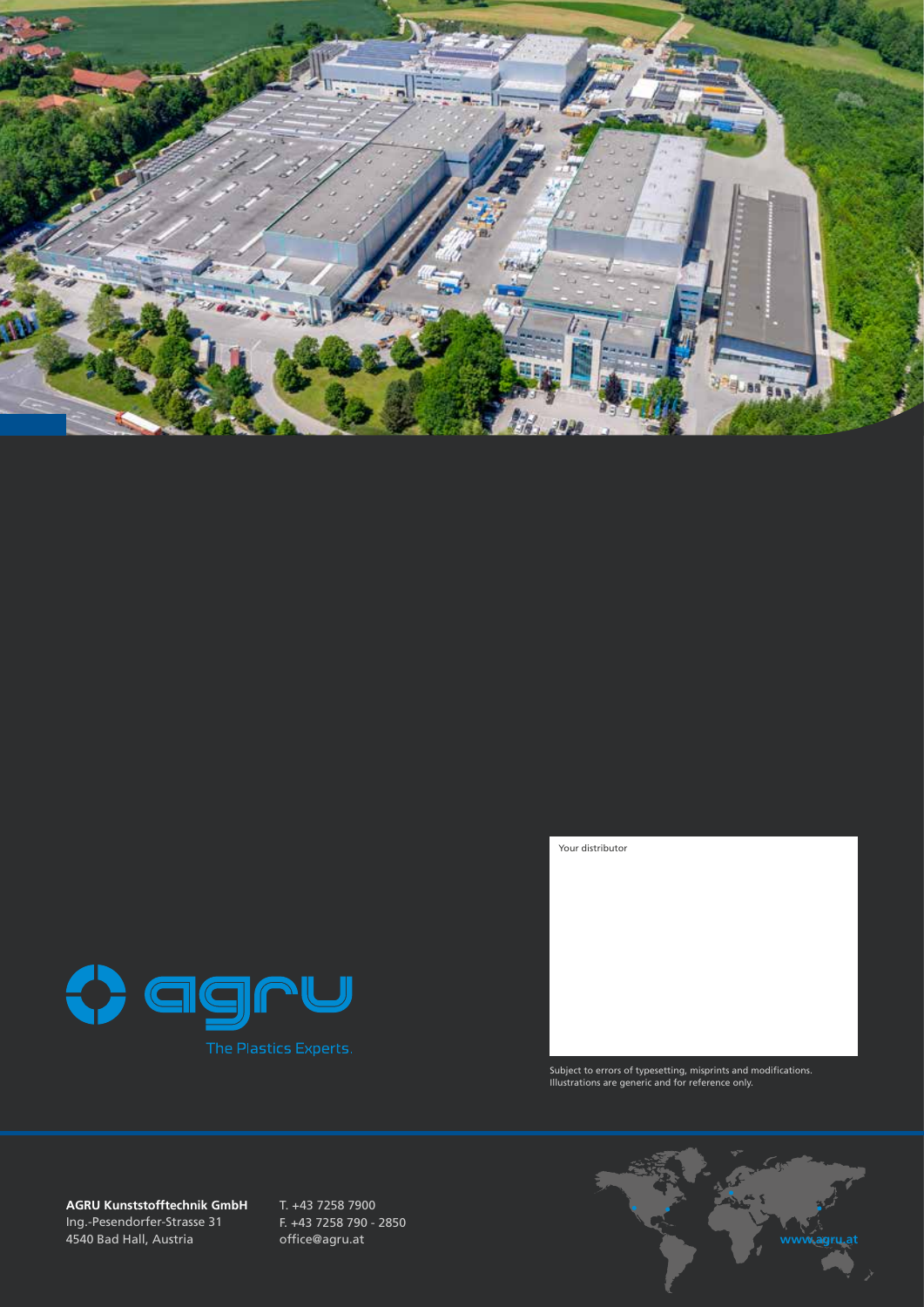The Plastics Experts.

Your distributor

Subject to errors of typesetting, misprints and modifications.
Illustrations are generic and for reference only.

**AGRU Kunststofftechnik GmbH**
Ing.-Pesendorfer-Strasse 31
4540 Bad Hall, Austria

T. +43 7258 7900
F. +43 7258 790 - 2850
office@agru.at

www.agru.at